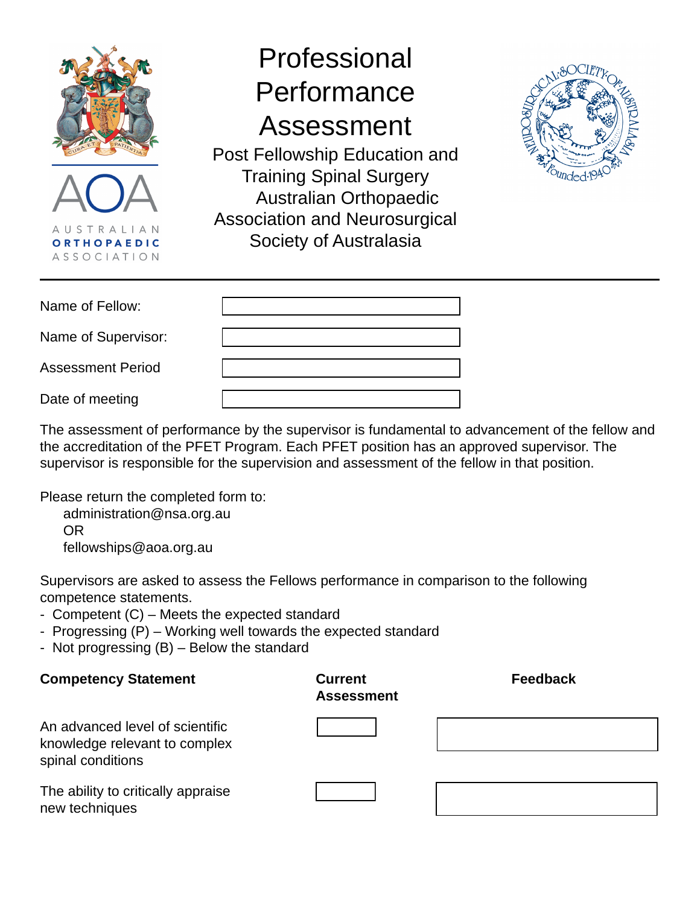# Professional Performance Assessment

Post Fellowship Education and Training Spinal Surgery
Australian Orthopaedic Association and Neurosurgical Society of Australasia

| | |
|---|---|
| Name of Fellow: | |
| Name of Supervisor: | |
| Assessment Period | |
| Date of meeting | |

The assessment of performance by the supervisor is fundamental to advancement of the fellow and the accreditation of the PFET Program. Each PFET position has an approved supervisor. The supervisor is responsible for the supervision and assessment of the fellow in that position.

Please return the completed form to:
administration@nsa.org.au
OR
fellowships@aoa.org.au

Supervisors are asked to assess the Fellows performance in comparison to the following competence statements.

- Competent (C) – Meets the expected standard
- Progressing (P) – Working well towards the expected standard
- Not progressing (B) – Below the standard

| **Competency Statement** | **Current Assessment** | **Feedback** |
|---|---|---|
| An advanced level of scientific knowledge relevant to complex spinal conditions | | |
| The ability to critically appraise new techniques | | |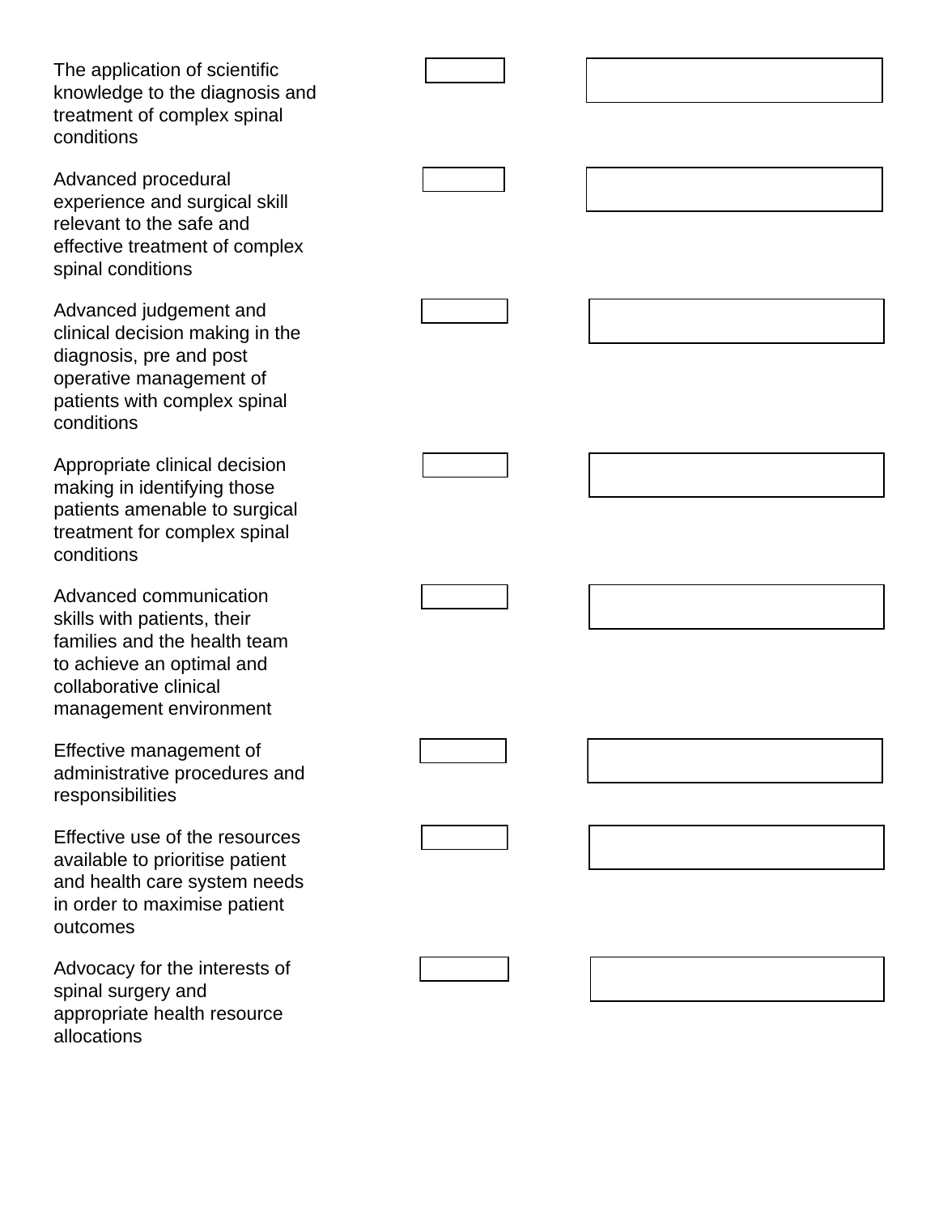| | | |
|---|---|---|
| The application of scientific knowledge to the diagnosis and treatment of complex spinal conditions | | |
| Advanced procedural experience and surgical skill relevant to the safe and effective treatment of complex spinal conditions | | |
| Advanced judgement and clinical decision making in the diagnosis, pre and post operative management of patients with complex spinal conditions | | |
| Appropriate clinical decision making in identifying those patients amenable to surgical treatment for complex spinal conditions | | |
| Advanced communication skills with patients, their families and the health team to achieve an optimal and collaborative clinical management environment | | |
| Effective management of administrative procedures and responsibilities | | |
| Effective use of the resources available to prioritise patient and health care system needs in order to maximise patient outcomes | | |
| Advocacy for the interests of spinal surgery and appropriate health resource allocations | | |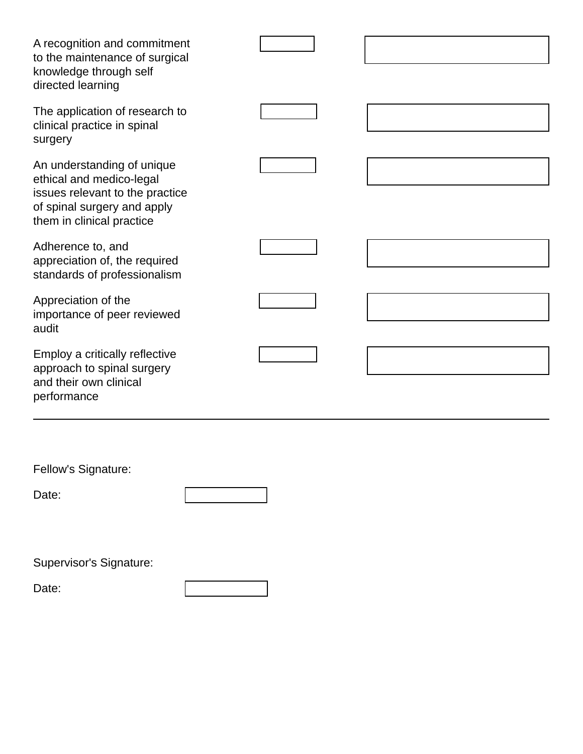| | | |
|---|---|---|
| A recognition and commitment to the maintenance of surgical knowledge through self directed learning | | |
| The application of research to clinical practice in spinal surgery | | |
| An understanding of unique ethical and medico-legal issues relevant to the practice of spinal surgery and apply them in clinical practice | | |
| Adherence to, and appreciation of, the required standards of professionalism | | |
| Appreciation of the importance of peer reviewed audit | | |
| Employ a critically reflective approach to spinal surgery and their own clinical performance | | |

---

Fellow's Signature:

Date:

Supervisor's Signature:

Date: